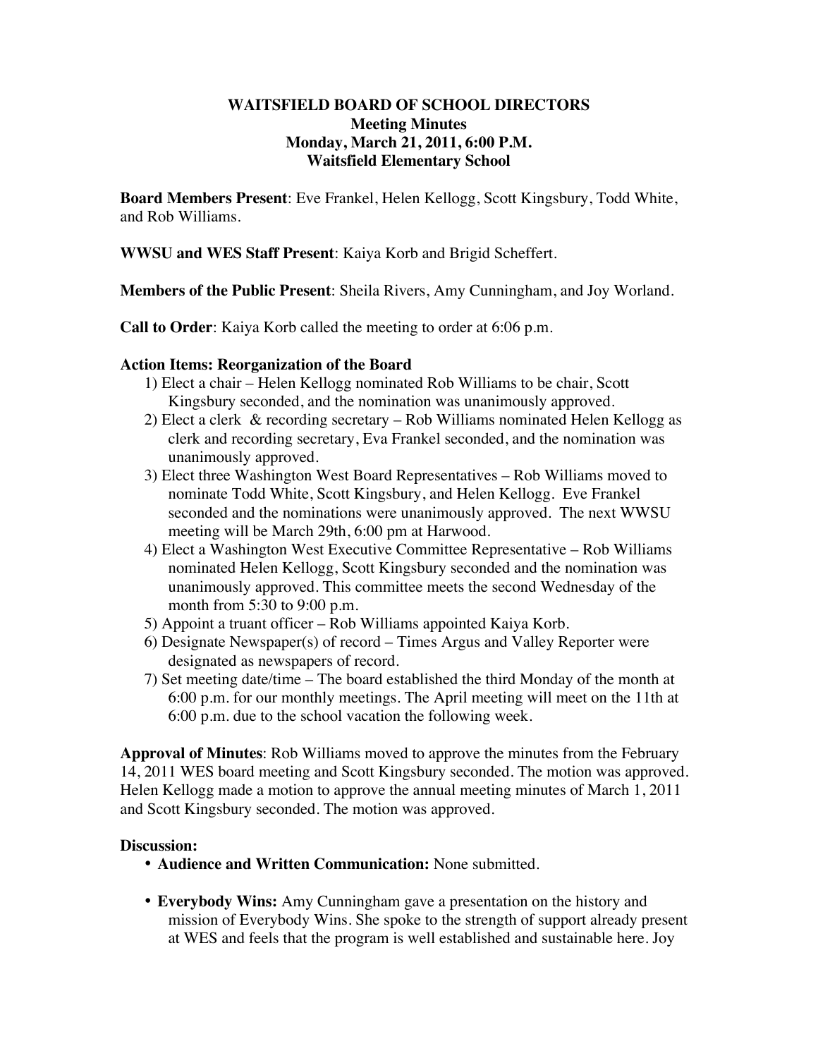**WAITSFIELD BOARD OF SCHOOL DIRECTORS**
**Meeting Minutes**
**Monday, March 21, 2011, 6:00 P.M.**
**Waitsfield Elementary School**

**Board Members Present**: Eve Frankel, Helen Kellogg, Scott Kingsbury, Todd White, and Rob Williams.

**WWSU and WES Staff Present**: Kaiya Korb and Brigid Scheffert.

**Members of the Public Present**: Sheila Rivers, Amy Cunningham, and Joy Worland.

**Call to Order**: Kaiya Korb called the meeting to order at 6:06 p.m.

**Action Items: Reorganization of the Board**

1) Elect a chair – Helen Kellogg nominated Rob Williams to be chair, Scott Kingsbury seconded, and the nomination was unanimously approved.
2) Elect a clerk & recording secretary – Rob Williams nominated Helen Kellogg as clerk and recording secretary, Eva Frankel seconded, and the nomination was unanimously approved.
3) Elect three Washington West Board Representatives – Rob Williams moved to nominate Todd White, Scott Kingsbury, and Helen Kellogg. Eve Frankel seconded and the nominations were unanimously approved. The next WWSU meeting will be March 29th, 6:00 pm at Harwood.
4) Elect a Washington West Executive Committee Representative – Rob Williams nominated Helen Kellogg, Scott Kingsbury seconded and the nomination was unanimously approved. This committee meets the second Wednesday of the month from 5:30 to 9:00 p.m.
5) Appoint a truant officer – Rob Williams appointed Kaiya Korb.
6) Designate Newspaper(s) of record – Times Argus and Valley Reporter were designated as newspapers of record.
7) Set meeting date/time – The board established the third Monday of the month at 6:00 p.m. for our monthly meetings. The April meeting will meet on the 11th at 6:00 p.m. due to the school vacation the following week.

**Approval of Minutes**: Rob Williams moved to approve the minutes from the February 14, 2011 WES board meeting and Scott Kingsbury seconded. The motion was approved. Helen Kellogg made a motion to approve the annual meeting minutes of March 1, 2011 and Scott Kingsbury seconded. The motion was approved.

**Discussion:**

- **Audience and Written Communication:** None submitted.

- **Everybody Wins:** Amy Cunningham gave a presentation on the history and mission of Everybody Wins. She spoke to the strength of support already present at WES and feels that the program is well established and sustainable here. Joy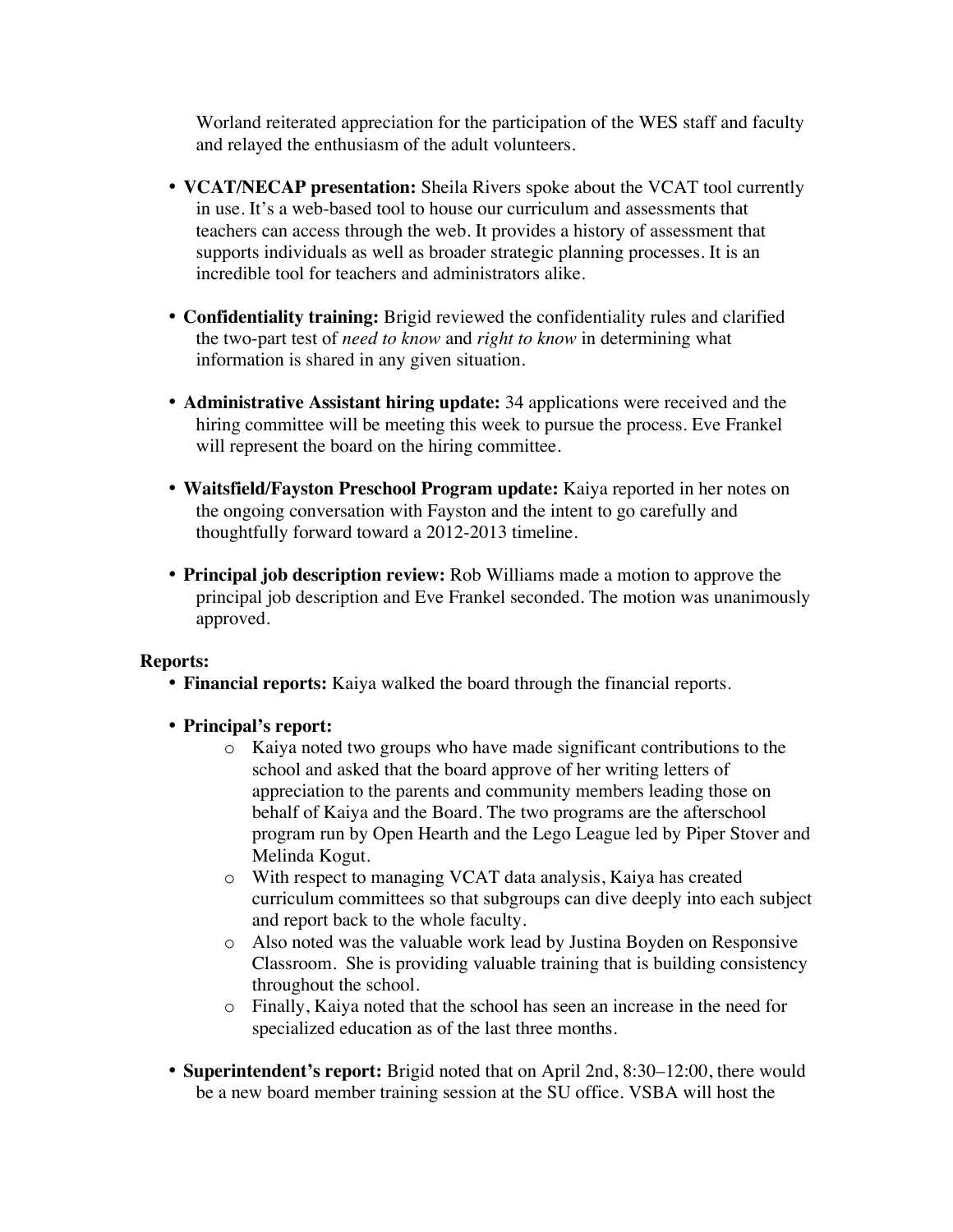Worland reiterated appreciation for the participation of the WES staff and faculty and relayed the enthusiasm of the adult volunteers.

- **VCAT/NECAP presentation:** Sheila Rivers spoke about the VCAT tool currently in use. It's a web-based tool to house our curriculum and assessments that teachers can access through the web. It provides a history of assessment that supports individuals as well as broader strategic planning processes. It is an incredible tool for teachers and administrators alike.

- **Confidentiality training:** Brigid reviewed the confidentiality rules and clarified the two-part test of *need to know* and *right to know* in determining what information is shared in any given situation.

- **Administrative Assistant hiring update:** 34 applications were received and the hiring committee will be meeting this week to pursue the process. Eve Frankel will represent the board on the hiring committee.

- **Waitsfield/Fayston Preschool Program update:** Kaiya reported in her notes on the ongoing conversation with Fayston and the intent to go carefully and thoughtfully forward toward a 2012-2013 timeline.

- **Principal job description review:** Rob Williams made a motion to approve the principal job description and Eve Frankel seconded. The motion was unanimously approved.

**Reports:**

- **Financial reports:** Kaiya walked the board through the financial reports.

- **Principal's report:**
  - Kaiya noted two groups who have made significant contributions to the school and asked that the board approve of her writing letters of appreciation to the parents and community members leading those on behalf of Kaiya and the Board. The two programs are the afterschool program run by Open Hearth and the Lego League led by Piper Stover and Melinda Kogut.
  - With respect to managing VCAT data analysis, Kaiya has created curriculum committees so that subgroups can dive deeply into each subject and report back to the whole faculty.
  - Also noted was the valuable work lead by Justina Boyden on Responsive Classroom. She is providing valuable training that is building consistency throughout the school.
  - Finally, Kaiya noted that the school has seen an increase in the need for specialized education as of the last three months.

- **Superintendent's report:** Brigid noted that on April 2nd, 8:30–12:00, there would be a new board member training session at the SU office. VSBA will host the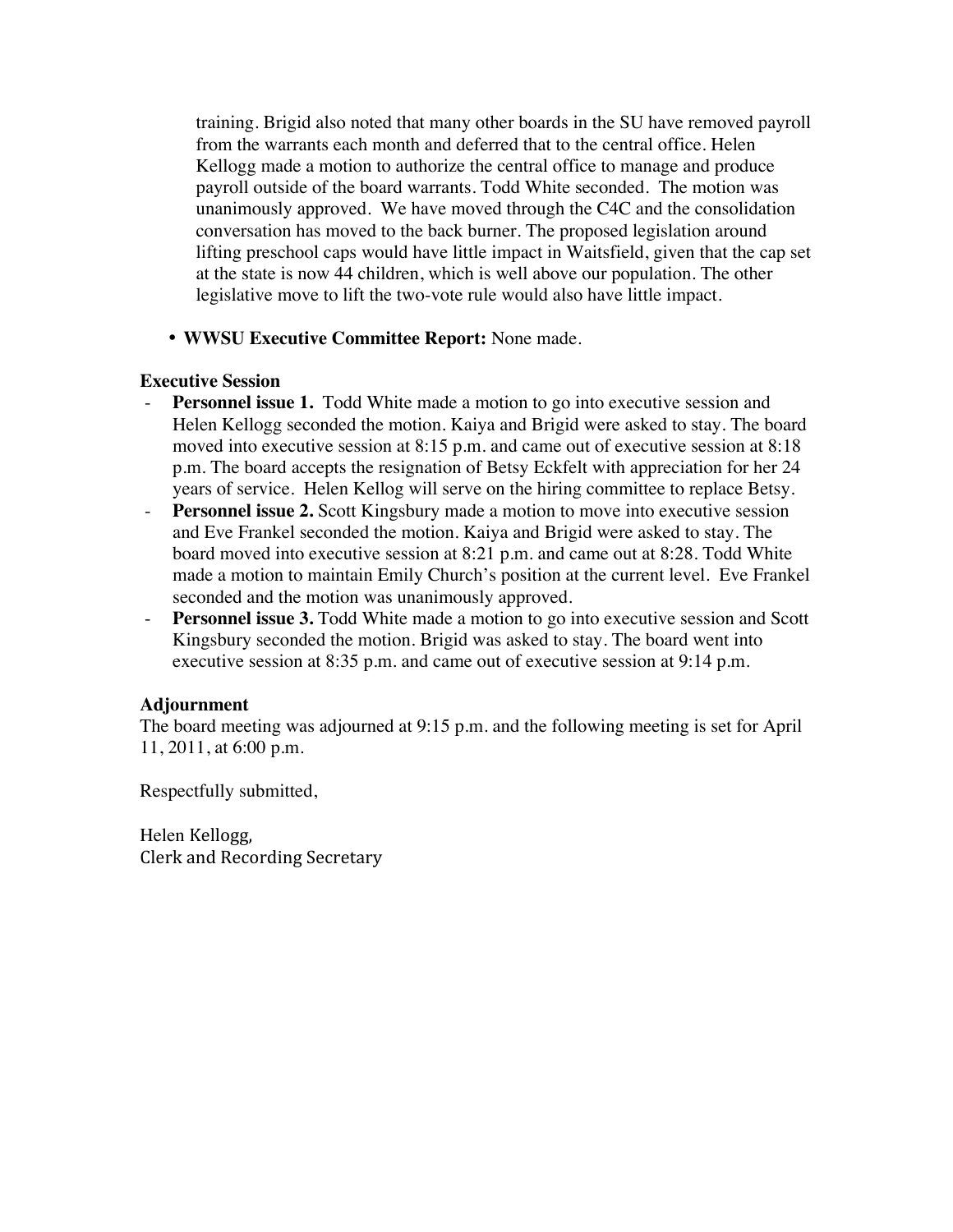training. Brigid also noted that many other boards in the SU have removed payroll from the warrants each month and deferred that to the central office. Helen Kellogg made a motion to authorize the central office to manage and produce payroll outside of the board warrants. Todd White seconded. The motion was unanimously approved. We have moved through the C4C and the consolidation conversation has moved to the back burner. The proposed legislation around lifting preschool caps would have little impact in Waitsfield, given that the cap set at the state is now 44 children, which is well above our population. The other legislative move to lift the two-vote rule would also have little impact.

- **WWSU Executive Committee Report:** None made.

**Executive Session**

- **Personnel issue 1.** Todd White made a motion to go into executive session and Helen Kellogg seconded the motion. Kaiya and Brigid were asked to stay. The board moved into executive session at 8:15 p.m. and came out of executive session at 8:18 p.m. The board accepts the resignation of Betsy Eckfelt with appreciation for her 24 years of service. Helen Kellog will serve on the hiring committee to replace Betsy.
- **Personnel issue 2.** Scott Kingsbury made a motion to move into executive session and Eve Frankel seconded the motion. Kaiya and Brigid were asked to stay. The board moved into executive session at 8:21 p.m. and came out at 8:28. Todd White made a motion to maintain Emily Church's position at the current level. Eve Frankel seconded and the motion was unanimously approved.
- **Personnel issue 3.** Todd White made a motion to go into executive session and Scott Kingsbury seconded the motion. Brigid was asked to stay. The board went into executive session at 8:35 p.m. and came out of executive session at 9:14 p.m.

**Adjournment**

The board meeting was adjourned at 9:15 p.m. and the following meeting is set for April 11, 2011, at 6:00 p.m.

Respectfully submitted,

Helen Kellogg,
Clerk and Recording Secretary